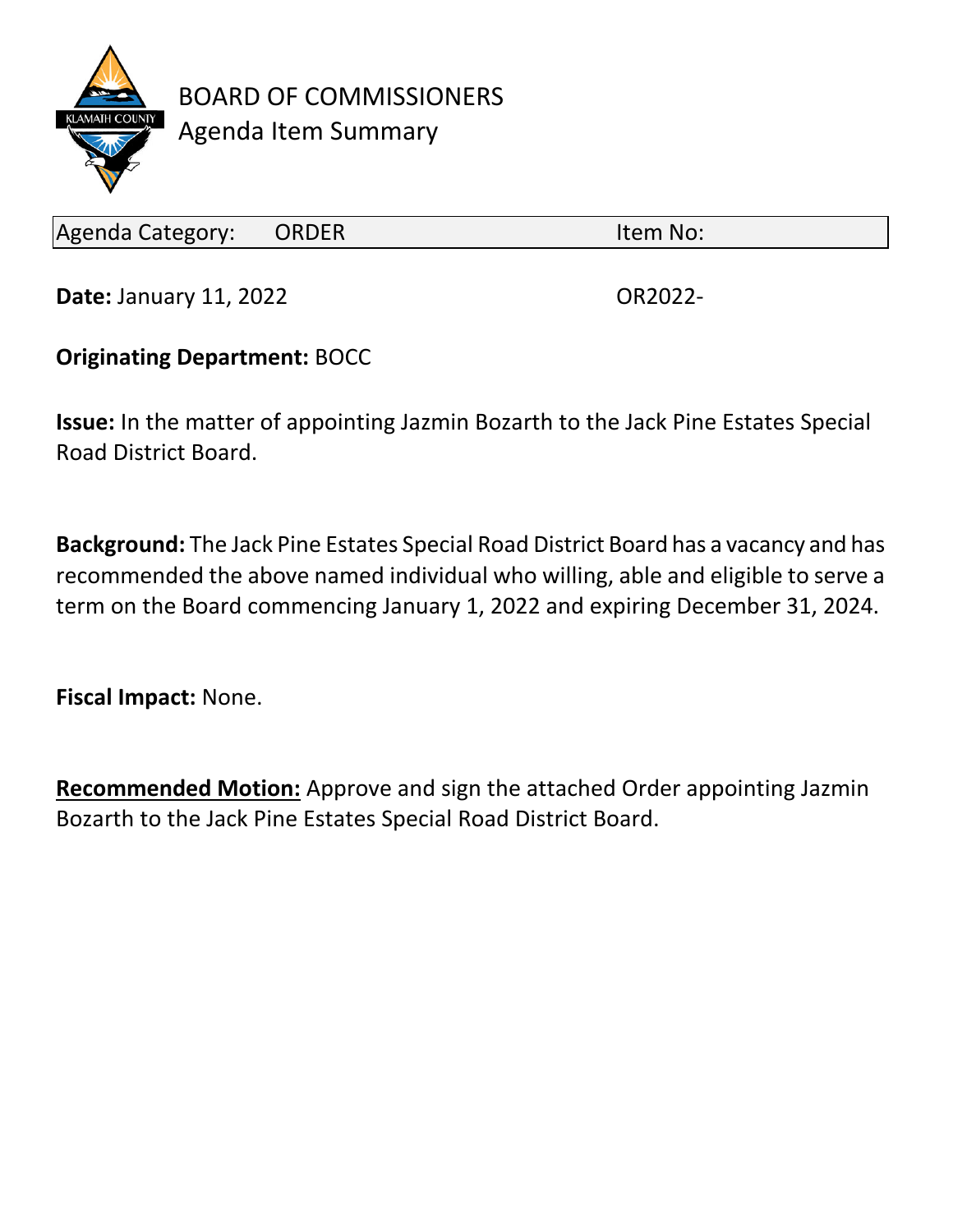# BOARD OF COMMISSIONERS
## Agenda Item Summary

| Agenda Category: ORDER | Item No: |
|---|---|

**Date:** January 11, 2022 OR2022-

**Originating Department:** BOCC

**Issue:** In the matter of appointing Jazmin Bozarth to the Jack Pine Estates Special Road District Board.

**Background:** The Jack Pine Estates Special Road District Board has a vacancy and has recommended the above named individual who willing, able and eligible to serve a term on the Board commencing January 1, 2022 and expiring December 31, 2024.

**Fiscal Impact:** None.

**<u>Recommended Motion:</u>** Approve and sign the attached Order appointing Jazmin Bozarth to the Jack Pine Estates Special Road District Board.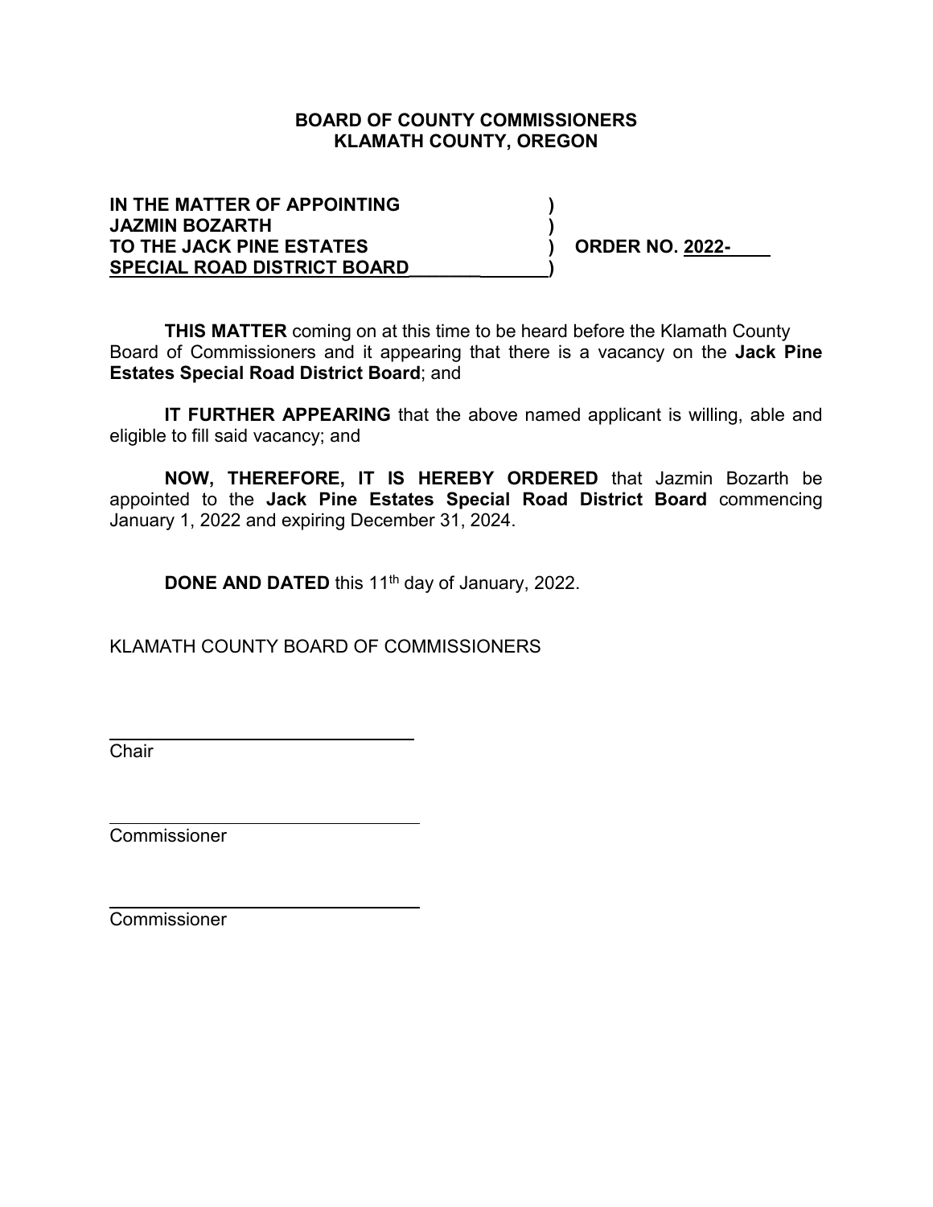**BOARD OF COUNTY COMMISSIONERS**
**KLAMATH COUNTY, OREGON**

**IN THE MATTER OF APPOINTING )**
**JAZMIN BOZARTH )**
**TO THE JACK PINE ESTATES ) ORDER NO. 2022-**
**SPECIAL ROAD DISTRICT BOARD )**

**THIS MATTER** coming on at this time to be heard before the Klamath County Board of Commissioners and it appearing that there is a vacancy on the **Jack Pine Estates Special Road District Board**; and

**IT FURTHER APPEARING** that the above named applicant is willing, able and eligible to fill said vacancy; and

**NOW, THEREFORE, IT IS HEREBY ORDERED** that Jazmin Bozarth be appointed to the **Jack Pine Estates Special Road District Board** commencing January 1, 2022 and expiring December 31, 2024.

**DONE AND DATED** this 11th day of January, 2022.

KLAMATH COUNTY BOARD OF COMMISSIONERS

\_\_\_\_\_\_\_\_\_\_\_\_\_\_\_\_\_\_\_\_\_\_\_\_\_\_\_\_\_\_
Chair

\_\_\_\_\_\_\_\_\_\_\_\_\_\_\_\_\_\_\_\_\_\_\_\_\_\_\_\_\_\_
Commissioner

\_\_\_\_\_\_\_\_\_\_\_\_\_\_\_\_\_\_\_\_\_\_\_\_\_\_\_\_\_\_
Commissioner